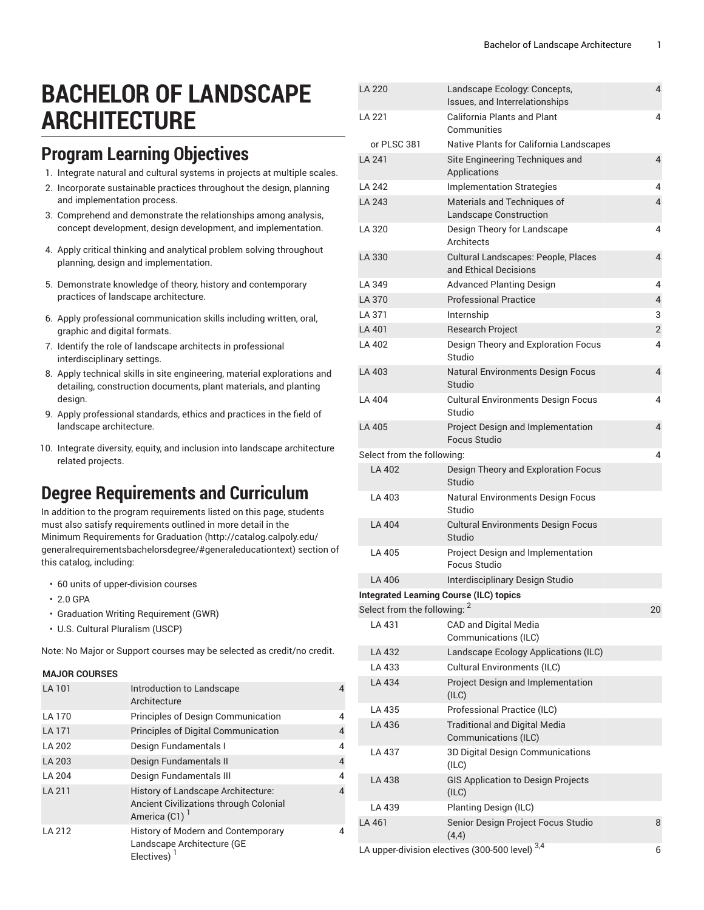# BACHELOR OF LANDSCAPE ARCHITECTURE

## Program Learning Objectives

1. Integrate natural and cultural systems in projects at multiple scales.
2. Incorporate sustainable practices throughout the design, planning and implementation process.
3. Comprehend and demonstrate the relationships among analysis, concept development, design development, and implementation.
4. Apply critical thinking and analytical problem solving throughout planning, design and implementation.
5. Demonstrate knowledge of theory, history and contemporary practices of landscape architecture.
6. Apply professional communication skills including written, oral, graphic and digital formats.
7. Identify the role of landscape architects in professional interdisciplinary settings.
8. Apply technical skills in site engineering, material explorations and detailing, construction documents, plant materials, and planting design.
9. Apply professional standards, ethics and practices in the field of landscape architecture.
10. Integrate diversity, equity, and inclusion into landscape architecture related projects.

## Degree Requirements and Curriculum

In addition to the program requirements listed on this page, students must also satisfy requirements outlined in more detail in the Minimum Requirements for Graduation (http://catalog.calpoly.edu/generalrequirementsbachelorsdegree/#generaleducationtext) section of this catalog, including:

- 60 units of upper-division courses
- 2.0 GPA
- Graduation Writing Requirement (GWR)
- U.S. Cultural Pluralism (USCP)

Note: No Major or Support courses may be selected as credit/no credit.

| MAJOR COURSES | | |
|---|---|---|
| LA 101 | Introduction to Landscape Architecture | 4 |
| LA 170 | Principles of Design Communication | 4 |
| LA 171 | Principles of Digital Communication | 4 |
| LA 202 | Design Fundamentals I | 4 |
| LA 203 | Design Fundamentals II | 4 |
| LA 204 | Design Fundamentals III | 4 |
| LA 211 | History of Landscape Architecture: Ancient Civilizations through Colonial America (C1) [1] | 4 |
| LA 212 | History of Modern and Contemporary Landscape Architecture (GE Electives) [1] | 4 |
| LA 220 | Landscape Ecology: Concepts, Issues, and Interrelationships | 4 |
| LA 221 | California Plants and Plant Communities | 4 |
| or PLSC 381 | Native Plants for California Landscapes | |
| LA 241 | Site Engineering Techniques and Applications | 4 |
| LA 242 | Implementation Strategies | 4 |
| LA 243 | Materials and Techniques of Landscape Construction | 4 |
| LA 320 | Design Theory for Landscape Architects | 4 |
| LA 330 | Cultural Landscapes: People, Places and Ethical Decisions | 4 |
| LA 349 | Advanced Planting Design | 4 |
| LA 370 | Professional Practice | 4 |
| LA 371 | Internship | 3 |
| LA 401 | Research Project | 2 |
| LA 402 | Design Theory and Exploration Focus Studio | 4 |
| LA 403 | Natural Environments Design Focus Studio | 4 |
| LA 404 | Cultural Environments Design Focus Studio | 4 |
| LA 405 | Project Design and Implementation Focus Studio | 4 |
| Select from the following: | | 4 |
| LA 402 | Design Theory and Exploration Focus Studio | |
| LA 403 | Natural Environments Design Focus Studio | |
| LA 404 | Cultural Environments Design Focus Studio | |
| LA 405 | Project Design and Implementation Focus Studio | |
| LA 406 | Interdisciplinary Design Studio | |
| **Integrated Learning Course (ILC) topics** | | |
| Select from the following: [2] | | 20 |
| LA 431 | CAD and Digital Media Communications (ILC) | |
| LA 432 | Landscape Ecology Applications (ILC) | |
| LA 433 | Cultural Environments (ILC) | |
| LA 434 | Project Design and Implementation (ILC) | |
| LA 435 | Professional Practice (ILC) | |
| LA 436 | Traditional and Digital Media Communications (ILC) | |
| LA 437 | 3D Digital Design Communications (ILC) | |
| LA 438 | GIS Application to Design Projects (ILC) | |
| LA 439 | Planting Design (ILC) | |
| LA 461 | Senior Design Project Focus Studio (4,4) | 8 |
| LA upper-division electives (300-500 level) [3,4] | | 6 |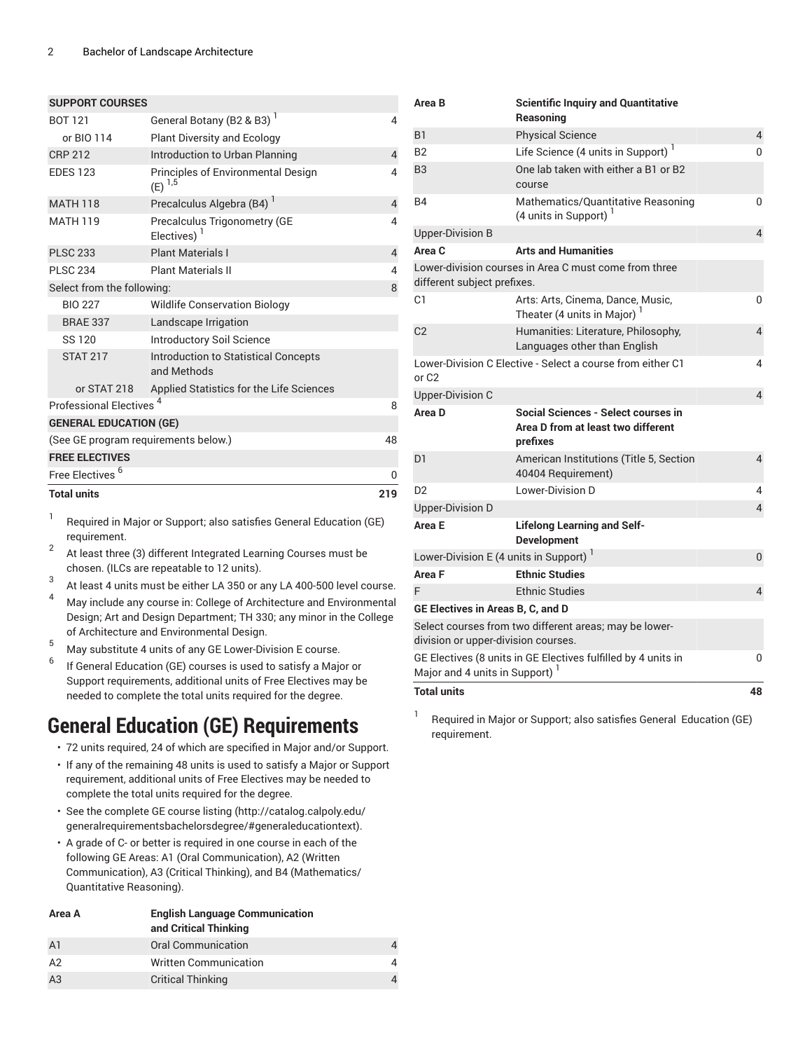| | | |
|---|---|---|
| **SUPPORT COURSES** | | |
| BOT 121 | General Botany (B2 & B3) [1] | 4 |
| or BIO 114 | Plant Diversity and Ecology | |
| CRP 212 | Introduction to Urban Planning | 4 |
| EDES 123 | Principles of Environmental Design (E) [1,5] | 4 |
| MATH 118 | Precalculus Algebra (B4) [1] | 4 |
| MATH 119 | Precalculus Trigonometry (GE Electives) [1] | 4 |
| PLSC 233 | Plant Materials I | 4 |
| PLSC 234 | Plant Materials II | 4 |
| Select from the following: | | 8 |
| BIO 227 | Wildlife Conservation Biology | |
| BRAE 337 | Landscape Irrigation | |
| SS 120 | Introductory Soil Science | |
| STAT 217 | Introduction to Statistical Concepts and Methods | |
| or STAT 218 | Applied Statistics for the Life Sciences | |
| Professional Electives [4] | | 8 |
| **GENERAL EDUCATION (GE)** | | |
| (See GE program requirements below.) | | 48 |
| **FREE ELECTIVES** | | |
| Free Electives [6] | | 0 |
| **Total units** | | **219** |

1. Required in Major or Support; also satisfies General Education (GE) requirement.
2. At least three (3) different Integrated Learning Courses must be chosen. (ILCs are repeatable to 12 units).
3. At least 4 units must be either LA 350 or any LA 400-500 level course.
4. May include any course in: College of Architecture and Environmental Design; Art and Design Department; TH 330; any minor in the College of Architecture and Environmental Design.
5. May substitute 4 units of any GE Lower-Division E course.
6. If General Education (GE) courses is used to satisfy a Major or Support requirements, additional units of Free Electives may be needed to complete the total units required for the degree.

# General Education (GE) Requirements

- 72 units required, 24 of which are specified in Major and/or Support.
- If any of the remaining 48 units is used to satisfy a Major or Support requirement, additional units of Free Electives may be needed to complete the total units required for the degree.
- See the complete GE course listing (http://catalog.calpoly.edu/generalrequirementsbachelorsdegree/#generaleducationtext).
- A grade of C- or better is required in one course in each of the following GE Areas: A1 (Oral Communication), A2 (Written Communication), A3 (Critical Thinking), and B4 (Mathematics/Quantitative Reasoning).

| | | |
|---|---|---|
| **Area A** | **English Language Communication and Critical Thinking** | |
| A1 | Oral Communication | 4 |
| A2 | Written Communication | 4 |
| A3 | Critical Thinking | 4 |
| **Area B** | **Scientific Inquiry and Quantitative Reasoning** | |
| B1 | Physical Science | 4 |
| B2 | Life Science (4 units in Support) [1] | 0 |
| B3 | One lab taken with either a B1 or B2 course | |
| B4 | Mathematics/Quantitative Reasoning (4 units in Support) [1] | 0 |
| Upper-Division B | | 4 |
| **Area C** | **Arts and Humanities** | |
| Lower-division courses in Area C must come from three different subject prefixes. | | |
| C1 | Arts: Arts, Cinema, Dance, Music, Theater (4 units in Major) [1] | 0 |
| C2 | Humanities: Literature, Philosophy, Languages other than English | 4 |
| Lower-Division C Elective - Select a course from either C1 or C2 | | 4 |
| Upper-Division C | | 4 |
| **Area D** | **Social Sciences - Select courses in Area D from at least two different prefixes** | |
| D1 | American Institutions (Title 5, Section 40404 Requirement) | 4 |
| D2 | Lower-Division D | 4 |
| Upper-Division D | | 4 |
| **Area E** | **Lifelong Learning and Self-Development** | |
| Lower-Division E (4 units in Support) [1] | | 0 |
| **Area F** | **Ethnic Studies** | |
| F | Ethnic Studies | 4 |
| **GE Electives in Areas B, C, and D** | | |
| Select courses from two different areas; may be lower-division or upper-division courses. | | |
| GE Electives (8 units in GE Electives fulfilled by 4 units in Major and 4 units in Support) [1] | | 0 |
| **Total units** | | **48** |

1. Required in Major or Support; also satisfies General Education (GE) requirement.